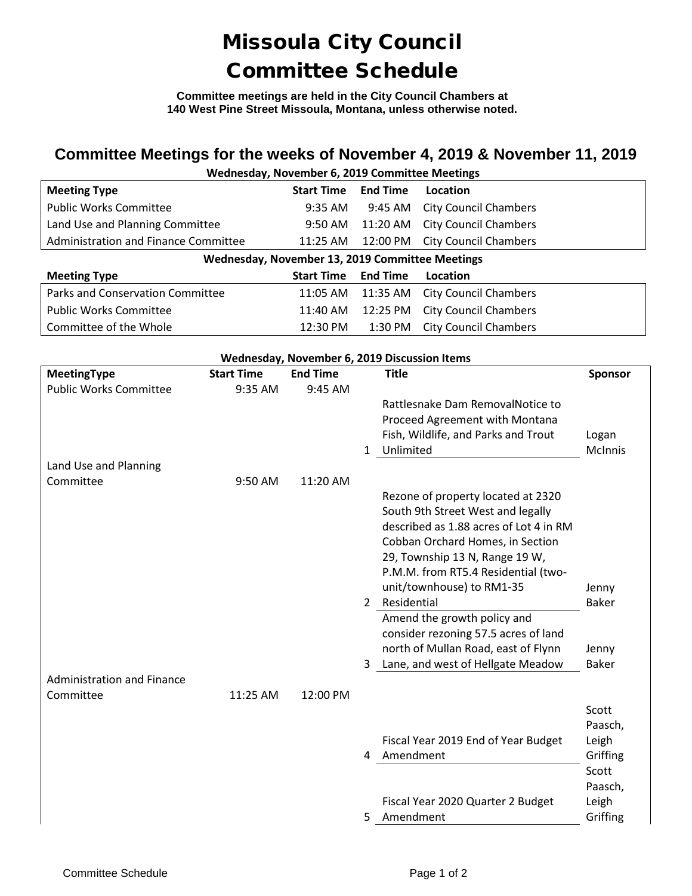# Missoula City Council Committee Schedule

**Committee meetings are held in the City Council Chambers at 140 West Pine Street Missoula, Montana, unless otherwise noted.**

## Committee Meetings for the weeks of November 4, 2019 & November 11, 2019

**Wednesday, November 6, 2019 Committee Meetings**

| Meeting Type | Start Time | End Time | Location |
|---|---|---|---|
| Public Works Committee | 9:35 AM | 9:45 AM | City Council Chambers |
| Land Use and Planning Committee | 9:50 AM | 11:20 AM | City Council Chambers |
| Administration and Finance Committee | 11:25 AM | 12:00 PM | City Council Chambers |

**Wednesday, November 13, 2019 Committee Meetings**

| Meeting Type | Start Time | End Time | Location |
|---|---|---|---|
| Parks and Conservation Committee | 11:05 AM | 11:35 AM | City Council Chambers |
| Public Works Committee | 11:40 AM | 12:25 PM | City Council Chambers |
| Committee of the Whole | 12:30 PM | 1:30 PM | City Council Chambers |

**Wednesday, November 6, 2019 Discussion Items**

| MeetingType | Start Time | End Time | | Title | Sponsor |
|---|---|---|---|---|---|
| Public Works Committee | 9:35 AM | 9:45 AM | | | |
| | | | 1 | Rattlesnake Dam RemovalNotice to Proceed Agreement with Montana Fish, Wildlife, and Parks and Trout Unlimited | Logan McInnis |
| Land Use and Planning Committee | 9:50 AM | 11:20 AM | | | |
| | | | 2 | Rezone of property located at 2320 South 9th Street West and legally described as 1.88 acres of Lot 4 in RM Cobban Orchard Homes, in Section 29, Township 13 N, Range 19 W, P.M.M. from RT5.4 Residential (two-unit/townhouse) to RM1-35 Residential | Jenny Baker |
| | | | 3 | Amend the growth policy and consider rezoning 57.5 acres of land north of Mullan Road, east of Flynn Lane, and west of Hellgate Meadow | Jenny Baker |
| Administration and Finance Committee | 11:25 AM | 12:00 PM | | | |
| | | | 4 | Fiscal Year 2019 End of Year Budget Amendment | Scott Paasch, Leigh Griffing |
| | | | 5 | Fiscal Year 2020 Quarter 2 Budget Amendment | Scott Paasch, Leigh Griffing |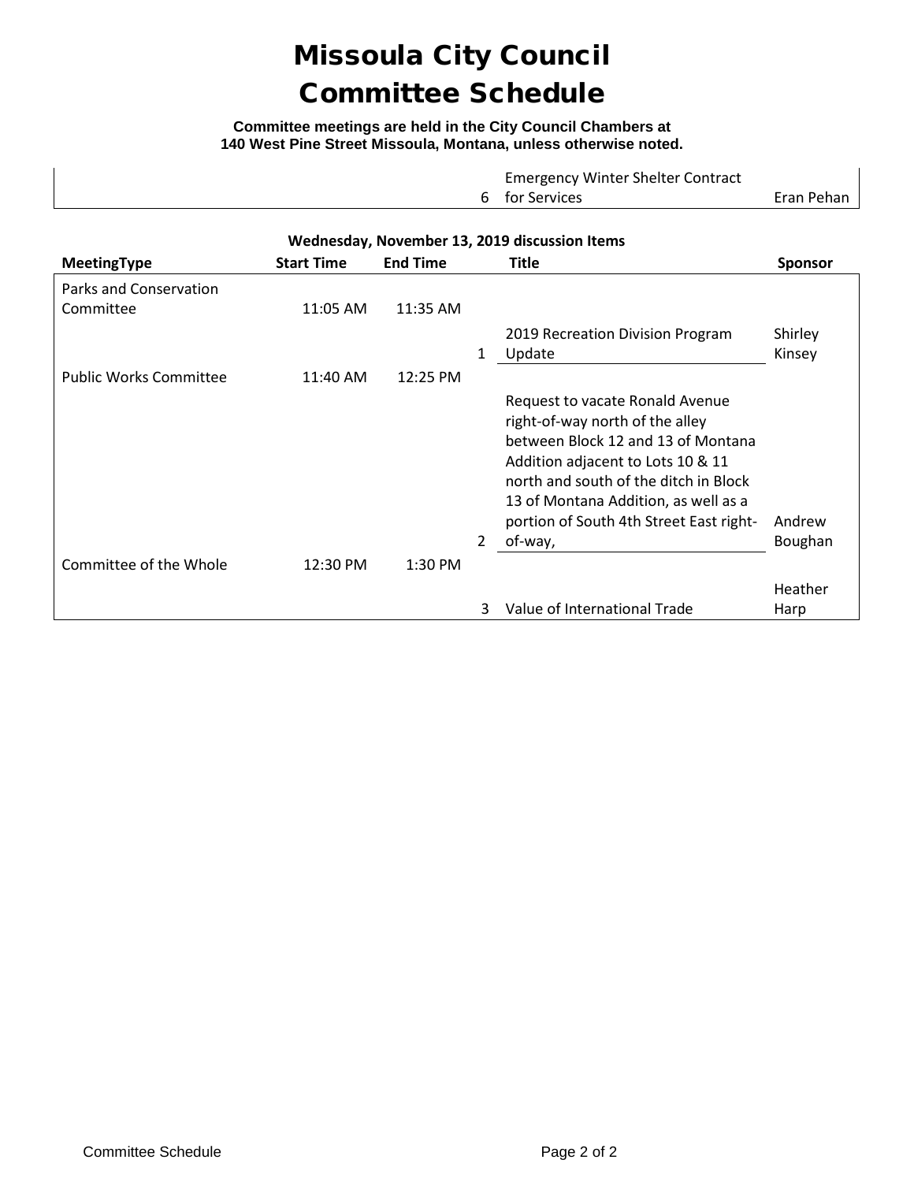# Missoula City Council Committee Schedule

**Committee meetings are held in the City Council Chambers at 140 West Pine Street Missoula, Montana, unless otherwise noted.**

| | | | | | |
|---|---|---|---|---|---|
| | | | 6 | Emergency Winter Shelter Contract for Services | Eran Pehan |

**Wednesday, November 13, 2019 discussion Items**

| MeetingType | Start Time | End Time | | Title | Sponsor |
|---|---|---|---|---|---|
| Parks and Conservation Committee | 11:05 AM | 11:35 AM | | | |
| | | | 1 | 2019 Recreation Division Program Update | Shirley Kinsey |
| Public Works Committee | 11:40 AM | 12:25 PM | | | |
| | | | 2 | Request to vacate Ronald Avenue right-of-way north of the alley between Block 12 and 13 of Montana Addition adjacent to Lots 10 & 11 north and south of the ditch in Block 13 of Montana Addition, as well as a portion of South 4th Street East right-of-way, | Andrew Boughan |
| Committee of the Whole | 12:30 PM | 1:30 PM | | | |
| | | | 3 | Value of International Trade | Heather Harp |